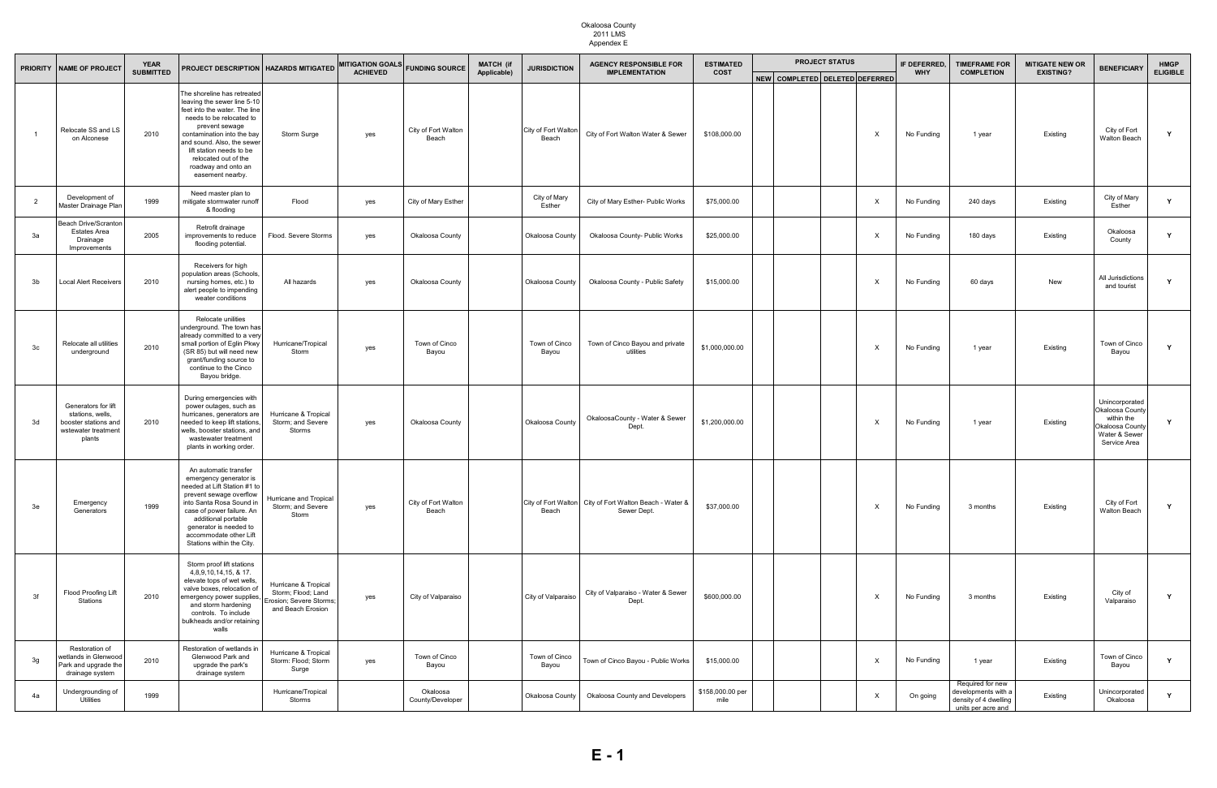Okaloosa County
2011 LMS
Appendex E

| PRIORITY | NAME OF PROJECT | YEAR SUBMITTED | PROJECT DESCRIPTION | HAZARDS MITIGATED | MITIGATION GOALS ACHIEVED | FUNDING SOURCE | MATCH (if Applicable) | JURISDICTION | AGENCY RESPONSIBLE FOR IMPLEMENTATION | ESTIMATED COST | PROJECT STATUS | | | | IF DEFERRED, WHY | TIMEFRAME FOR COMPLETION | MITIGATE NEW OR EXISTING? | BENEFICIARY | HMGP ELIGIBLE |
|---|---|---|---|---|---|---|---|---|---|---|---|---|---|---|---|---|---|---|---|
| | | | | | | | | | | | NEW | COMPLETED | DELETED | DEFERRED | | | | | |
| 1 | Relocate SS and LS on Alconese | 2010 | The shoreline has retreated leaving the sewer line 5-10 feet into the water. The line needs to be relocated to prevent sewage contamination into the bay and sound. Also, the sewer lift station needs to be relocated out of the roadway and onto an easement nearby. | Storm Surge | yes | City of Fort Walton Beach | | City of Fort Walton Beach | City of Fort Walton Water & Sewer | $108,000.00 | | | | X | No Funding | 1 year | Existing | City of Fort Walton Beach | Y |
| 2 | Development of Master Drainage Plan | 1999 | Need master plan to mitigate stormwater runoff & flooding | Flood | yes | City of Mary Esther | | City of Mary Esther | City of Mary Esther- Public Works | $75,000.00 | | | | X | No Funding | 240 days | Existing | City of Mary Esther | Y |
| 3a | Beach Drive/Scranton Estates Area Drainage Improvements | 2005 | Retrofit drainage improvements to reduce flooding potential. | Flood. Severe Storms | yes | Okaloosa County | | Okaloosa County | Okaloosa County- Public Works | $25,000.00 | | | | X | No Funding | 180 days | Existing | Okaloosa County | Y |
| 3b | Local Alert Receivers | 2010 | Receivers for high population areas (Schools, nursing homes, etc.) to alert people to impending weater conditions | All hazards | yes | Okaloosa County | | Okaloosa County | Okaloosa County - Public Safety | $15,000.00 | | | | X | No Funding | 60 days | New | All Jurisdictions and tourist | Y |
| 3c | Relocate all utilities underground | 2010 | Relocate utilities underground. The town has already committed to a very small portion of Eglin Pkwy (SR 85) but will need new grant/funding source to continue to the Cinco Bayou bridge. | Hurricane/Tropical Storm | yes | Town of Cinco Bayou | | Town of Cinco Bayou | Town of Cinco Bayou and private utilities | $1,000,000.00 | | | | X | No Funding | 1 year | Existing | Town of Cinco Bayou | Y |
| 3d | Generators for lift stations, wells, booster stations and wstewater treatment plants | 2010 | During emergencies with power outages, such as hurricanes, generators are needed to keep lift stations, wells, booster stations, and wastewater treatment plants in working order. | Hurricane & Tropical Storm; and Severe Storms | yes | Okaloosa County | | Okaloosa County | OkaloosaCounty - Water & Sewer Dept. | $1,200,000.00 | | | | X | No Funding | 1 year | Existing | Unincorporated Okaloosa County within the Okaloosa County Water & Sewer Service Area | Y |
| 3e | Emergency Generators | 1999 | An automatic transfer emergency generator is needed at Lift Station #1 to prevent sewage overflow into Santa Rosa Sound in case of power failure. An additional portable generator is needed to accommodate other Lift Stations within the City. | Hurricane and Tropical Storm; and Severe Storm | yes | City of Fort Walton Beach | | City of Fort Walton Beach | City of Fort Walton Beach - Water & Sewer Dept. | $37,000.00 | | | | X | No Funding | 3 months | Existing | City of Fort Walton Beach | Y |
| 3f | Flood Proofing Lift Stations | 2010 | Storm proof lift stations 4,8,9,10,14,15, & 17. elevate tops of wet wells, valve boxes, relocation of emergency power supplies, and storm hardening controls. To include bulkheads and/or retaining walls | Hurricane & Tropical Storm; Flood; Land Erosion; Severe Storms; and Beach Erosion | yes | City of Valparaiso | | City of Valparaiso | City of Valparaiso - Water & Sewer Dept. | $600,000.00 | | | | X | No Funding | 3 months | Existing | City of Valparaiso | Y |
| 3g | Restoration of wetlands in Glenwood Park and upgrade the drainage system | 2010 | Restoration of wetlands in Glenwood Park and upgrade the park's drainage system | Hurricane & Tropical Storm: Flood; Storm Surge | yes | Town of Cinco Bayou | | Town of Cinco Bayou | Town of Cinco Bayou - Public Works | $15,000.00 | | | | X | No Funding | 1 year | Existing | Town of Cinco Bayou | Y |
| 4a | Undergrounding of Utilities | 1999 | | Hurricane/Tropical Storms | | Okaloosa County/Developer | | Okaloosa County | Okaloosa County and Developers | $158,000.00 per mile | | | | X | On going | Required for new developments with a density of 4 dwelling units per acre and | Existing | Unincorporated Okaloosa | Y |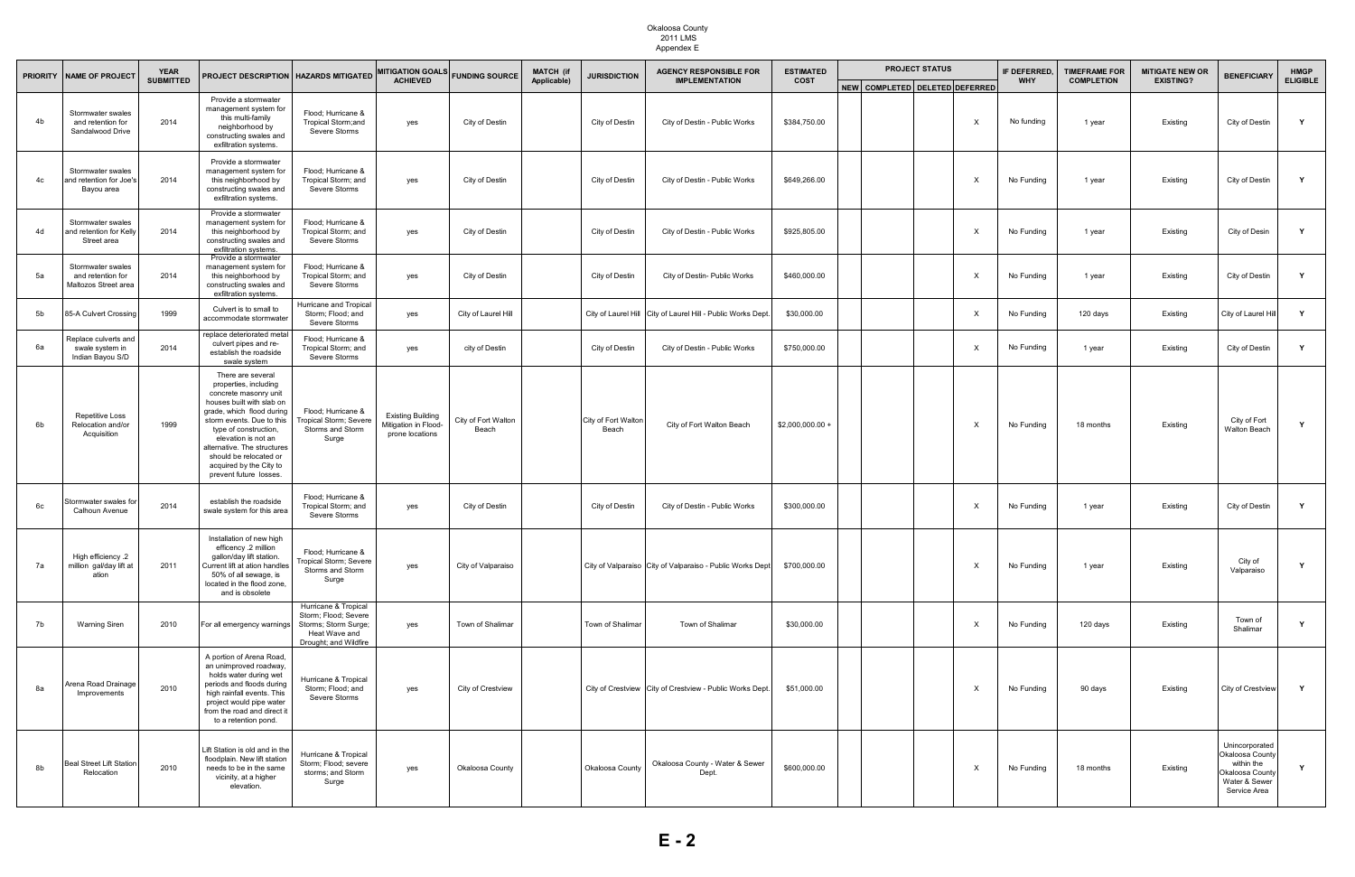Okaloosa County
2011 LMS
Appendix E

| PRIORITY | NAME OF PROJECT | YEAR SUBMITTED | PROJECT DESCRIPTION | HAZARDS MITIGATED | MITIGATION GOALS ACHIEVED | FUNDING SOURCE | MATCH (if Applicable) | JURISDICTION | AGENCY RESPONSIBLE FOR IMPLEMENTATION | ESTIMATED COST | PROJECT STATUS | | | | IF DEFERRED, WHY | TIMEFRAME FOR COMPLETION | MITIGATE NEW OR EXISTING? | BENEFICIARY | HMGP ELIGIBLE |
|---|---|---|---|---|---|---|---|---|---|---|---|---|---|---|---|---|---|---|---|
| | | | | | | | | | | | NEW | COMPLETED | DELETED | DEFERRED | | | | | |
| 4b | Stormwater swales and retention for Sandalwood Drive | 2014 | Provide a stormwater management system for this multi-family neighborhood by constructing swales and exfiltration systems. | Flood; Hurricane & Tropical Storm;and Severe Storms | yes | City of Destin | | City of Destin | City of Destin - Public Works | $384,750.00 | | | | X | No funding | 1 year | Existing | City of Destin | Y |
| 4c | Stormwater swales and retention for Joe's Bayou area | 2014 | Provide a stormwater management system for this neighborhood by constructing swales and exfiltration systems. | Flood; Hurricane & Tropical Storm; and Severe Storms | yes | City of Destin | | City of Destin | City of Destin - Public Works | $649,266.00 | | | | X | No Funding | 1 year | Existing | City of Destin | Y |
| 4d | Stormwater swales and retention for Kelly Street area | 2014 | Provide a stormwater management system for this neighborhood by constructing swales and exfiltration systems. | Flood; Hurricane & Tropical Storm; and Severe Storms | yes | City of Destin | | City of Destin | City of Destin - Public Works | $925,805.00 | | | | X | No Funding | 1 year | Existing | City of Desin | Y |
| 5a | Stormwater swales and retention for Maltozos Street area | 2014 | Provide a stormwater management system for this neighborhood by constructing swales and exfiltration systems. | Flood; Hurricane & Tropical Storm; and Severe Storms | yes | City of Destin | | City of Destin | City of Destin- Public Works | $460,000.00 | | | | X | No Funding | 1 year | Existing | City of Destin | Y |
| 5b | 85-A Culvert Crossing | 1999 | Culvert is to small to accommodate stormwater | Hurricane and Tropical Storm; Flood; and Severe Storms | yes | City of Laurel Hill | | City of Laurel Hill | City of Laurel Hill - Public Works Dept. | $30,000.00 | | | | X | No Funding | 120 days | Existing | City of Laurel Hill | Y |
| 6a | Replace culverts and swale system in Indian Bayou S/D | 2014 | replace deteriorated metal culvert pipes and re-establish the roadside swale system | Flood; Hurricane & Tropical Storm; and Severe Storms | yes | city of Destin | | City of Destin | City of Destin - Public Works | $750,000.00 | | | | X | No Funding | 1 year | Existing | City of Destin | Y |
| 6b | Repetitive Loss Relocation and/or Acquisition | 1999 | There are several properties, including concrete masonry unit houses built with slab on grade, which flood during storm events. Due to this type of construction, elevation is not an alternative. The structures should be relocated or acquired by the City to prevent future losses. | Flood; Hurricane & Tropical Storm; Severe Storms and Storm Surge | Existing Building Mitigation in Flood-prone locations | City of Fort Walton Beach | | City of Fort Walton Beach | City of Fort Walton Beach | $2,000,000.00 + | | | | X | No Funding | 18 months | Existing | City of Fort Walton Beach | Y |
| 6c | Stormwater swales for Calhoun Avenue | 2014 | establish the roadside swale system for this area | Flood; Hurricane & Tropical Storm; and Severe Storms | yes | City of Destin | | City of Destin | City of Destin - Public Works | $300,000.00 | | | | X | No Funding | 1 year | Existing | City of Destin | Y |
| 7a | High efficiency .2 million gal/day lift at ation | 2011 | Installation of new high efficency .2 million gallon/day lift station. Current lift at ation handles 50% of all sewage, is located in the flood zone, and is obsolete | Flood; Hurricane & Tropical Storm; Severe Storms and Storm Surge | yes | City of Valparaiso | | City of Valparaiso | City of Valparaiso - Public Works Dept | $700,000.00 | | | | X | No Funding | 1 year | Existing | City of Valparaiso | Y |
| 7b | Warning Siren | 2010 | For all emergency warnings | Hurricane & Tropical Storm; Flood; Severe Storms; Storm Surge; Heat Wave and Drought; and Wildfire | yes | Town of Shalimar | | Town of Shalimar | Town of Shalimar | $30,000.00 | | | | X | No Funding | 120 days | Existing | Town of Shalimar | Y |
| 8a | Arena Road Drainage Improvements | 2010 | A portion of Arena Road, an unimproved roadway, holds water during wet periods and floods during high rainfall events. This project would pipe water from the road and direct it to a retention pond. | Hurricane & Tropical Storm; Flood; and Severe Storms | yes | City of Crestview | | City of Crestview | City of Crestview - Public Works Dept. | $51,000.00 | | | | X | No Funding | 90 days | Existing | City of Crestview | Y |
| 8b | Beal Street Lift Station Relocation | 2010 | Lift Station is old and in the floodplain. New lift station needs to be in the same vicinity, at a higher elevation. | Hurricane & Tropical Storm; Flood; severe storms; and Storm Surge | yes | Okaloosa County | | Okaloosa County | Okaloosa County - Water & Sewer Dept. | $600,000.00 | | | | X | No Funding | 18 months | Existing | Unincorporated Okaloosa County within the Okaloosa County Water & Sewer Service Area | Y |

E - 2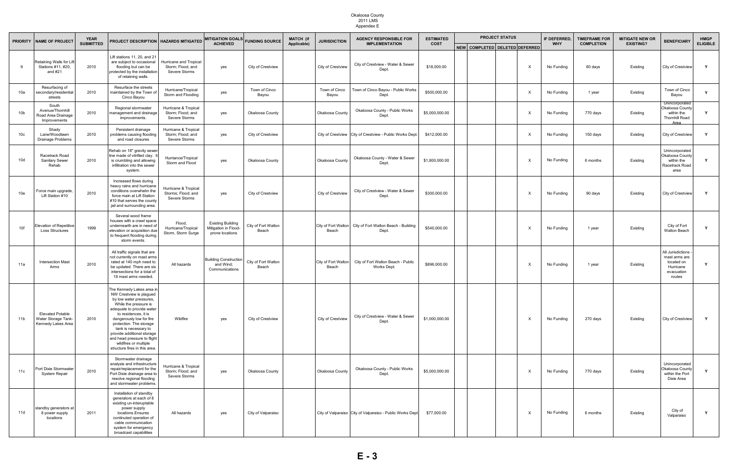Okaloosa County
2011 LMS
Appendix E

| PRIORITY | NAME OF PROJECT | YEAR SUBMITTED | PROJECT DESCRIPTION | HAZARDS MITIGATED | MITIGATION GOALS ACHIEVED | FUNDING SOURCE | MATCH (if Applicable) | JURISDICTION | AGENCY RESPONSIBLE FOR IMPLEMENTATION | ESTIMATED COST | PROJECT STATUS | | | | IF DEFERRED, WHY | TIMEFRAME FOR COMPLETION | MITIGATE NEW OR EXISTING? | BENEFICIARY | HMGP ELIGIBLE |
|---|---|---|---|---|---|---|---|---|---|---|---|---|---|---|---|---|---|---|---|
| | | | | | | | | | | | NEW | COMPLETED | DELETED | DEFERRED | | | | | |
| 9 | Retaining Walls for Lift Stations #11, #20, and #21 | 2010 | Lift stations 11, 20, and 21 are subject to occasional flooding but can be protected by the installation of retaining walls. | Hurricane and Tropical Storm; Flood; and Severe Storms | yes | City of Crestview | | City of Crestview | City of Crestview - Water & Sewer Dept. | $18,000.00 | | | | X | No Funding | 60 days | Existing | City of Crestview | Y |
| 10a | Resurfacing of secondary/residential streets | 2010 | Resurface the streets maintained by the Town of Cinco Bayou | Hurricane/Tropical Storm and Flooding | yes | Town of Cinco Bayou | | Town of Cinco Bayou | Town of Cinco Bayou - Public Works Dept. | $500,000.00 | | | | X | No Funding | 1 year | Existing | Town of Cinco Bayou | Y |
| 10b | South Avenue/Thornhill Road Area Drainage Improvements | 2010 | Regional stormwater management and drainage improvements. | Hurricane & Tropical Storm; Flood; and Severe Storms | yes | Okaloosa County | | Okaloosa County | Okaloosa County - Public Works Dept. | $5,000,000.00 | | | | X | No Funding | 770 days | Existing | Unincorporated Okaloosa County within the Thornhill Road Area | Y |
| 10c | Shady Lane/Woodlawn Drainage Problems | 2010 | Persistent drainage problems causing flooding and road closures | Hurricane & Tropical Storm; Flood; and Severe Storms | yes | City of Crestview | | City of Crestview | City of Crestview - Public Works Dept. | $412,000.00 | | | | X | No Funding | 150 days | Existing | City of Crestview | Y |
| 10d | Racetrack Road Sanitary Sewer Rehab | 2010 | Rehab on 18" gravity sewer line made of vitrified clay. It is crumbling and allowing infiltration into the sewer system. | Hurriance/Tropical Storm and Flood | yes | Okaloosa County | | Okaloosa County | Okaloosa County - Water & Sewer Dept. | $1,800,000.00 | | | | X | No Funding | 6 months | Existing | Unincorporated Okaloosa County within the Racetrack Road area | Y |
| 10e | Force main upgrade, Lift Station #10 | 2010 | Increased flows during heavy rains and hurricane conditions overwhelm the force main at Lift Station #10 that serves the county jail and surrounding area. | Hurricane & Tropical Storms; Flood; and Severe Storms | yes | City of Crestview | | City of Crestview | City of Crestview - Water & Sewer Dept. | $300,000.00 | | | | X | No Funding | 90 days | Existing | City of Crestview | Y |
| 10f | Elevation of Repetitive Loss Structures | 1999 | Several wood frame houses with a crawl space underneath are in need of elevation or acquisition due to frequent flooding during storm events. | Flood, Hurricane/Tropical Storm, Storm Surge | Existing Building Mitigation in Flood-prone locations | City of Fort Walton Beach | | City of Fort Walton Beach | City of Fort Walton Beach - Building Dept. | $540,000.00 | | | | X | No Funding | 1 year | Existing | City of Fort Walton Beach | Y |
| 11a | Intersection Mast Arms | 2010 | All traffic signals that are not currently on mast arms rated at 140 mph need to be updated. There are six intersections for a total of 18 mast arms needed. | All hazards | Building Construction and Wind; Communications | City of Fort Walton Beach | | City of Fort Walton Beach | City of Fort Walton Beach - Public Works Dept. | $896,000.00 | | | | X | No Funding | 1 year | Existing | All Jurisdictions - mast arms are located on Hurricane evacuation routes | Y |
| 11b | Elevated Potable Water Storage Tank- Kennedy Lakes Area | 2010 | The Kennedy Lakes area in NW Crestview is plagued by low water pressures, While the pressure is adequate to provide water to residences, it is dangerously low for fire protection. The storage tank is necessary to provide additional storage and head pressure to flight wildfires or multiple structure fires in this area. | Wildfire | yes | City of Crestview | | City of Crestview | City of Crestview - Water & Sewer Dept. | $1,000,000.00 | | | | X | No Funding | 270 days | Existing | City of Crestview | Y |
| 11c | Port Dixie Stormwater System Repair | 2010 | Stormwater drainage analysis and infrastructure repair/replacement for the Port Dixie drainage area to resolve regional flooding and stormwater problems. | Hurricane & Tropical Storm; Flood; and Severe Storms | yes | Okaloosa County | | Okaloosa County | Okaloosa County - Public Works Dept. | $5,000,000.00 | | | | X | No Funding | 770 days | Existing | Unincorporated Okaloosa County within the Port Dixie Area | Y |
| 11d | standby generators at 8 power supply locations | 2011 | Installation of standby generators at each of 8 existing un-interuptable power supply locations.Ensures continued operation of cable communication system for emergency broadcast capabilities | All hazards | yes | City of Valparaiso | | City of Valparaiso | City of Valparaiso - Public Works Dept | $77,000.00 | | | | X | No Funding | 6 months | Existing | City of Valparaiso | Y |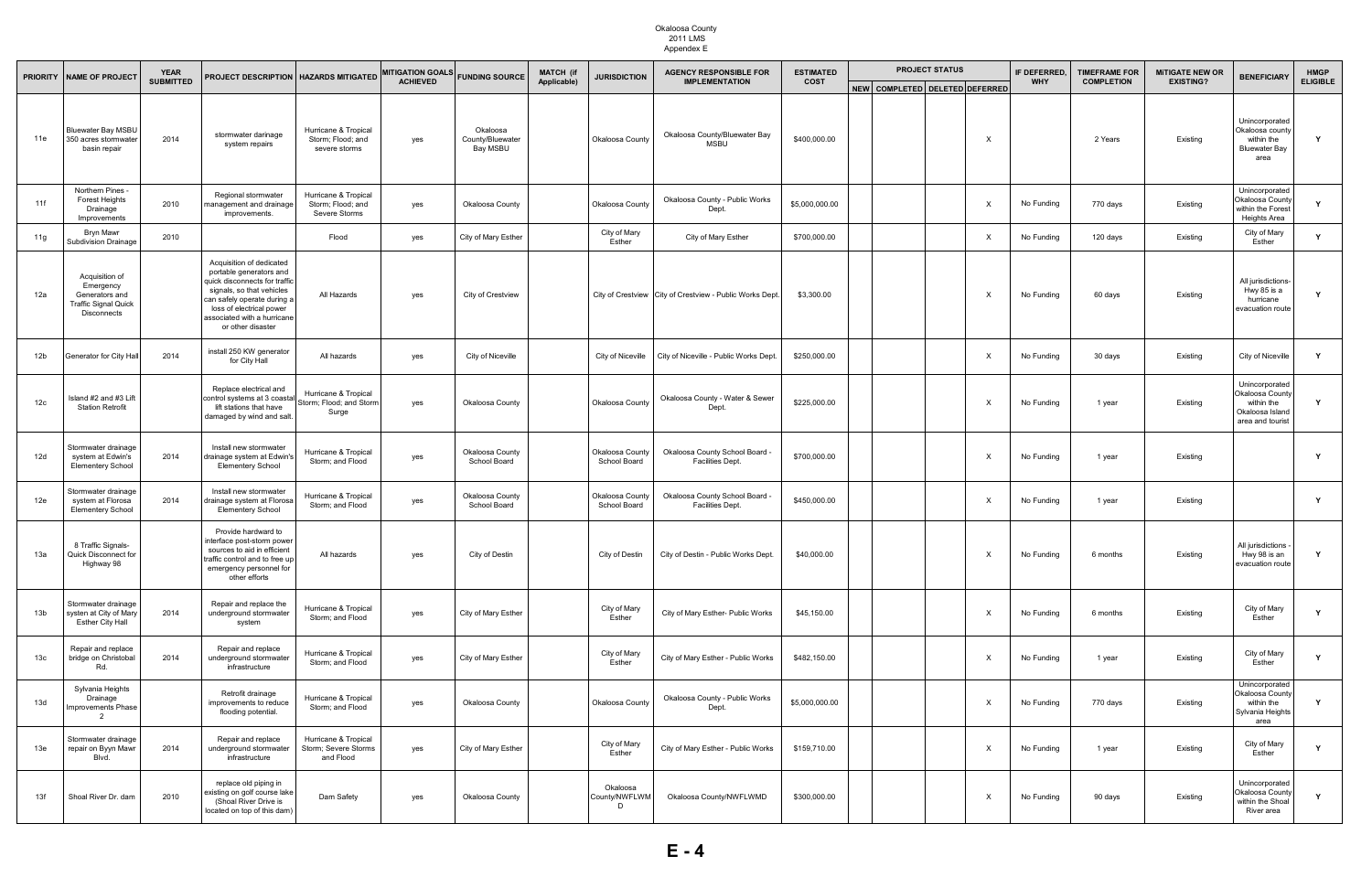Okaloosa County
2011 LMS
Appendex E

| PRIORITY | NAME OF PROJECT | YEAR SUBMITTED | PROJECT DESCRIPTION | HAZARDS MITIGATED | MITIGATION GOALS ACHIEVED | FUNDING SOURCE | MATCH (if Applicable) | JURISDICTION | AGENCY RESPONSIBLE FOR IMPLEMENTATION | ESTIMATED COST | PROJECT STATUS | | | | IF DEFERRED, WHY | TIMEFRAME FOR COMPLETION | MITIGATE NEW OR EXISTING? | BENEFICIARY | HMGP ELIGIBLE |
|---|---|---|---|---|---|---|---|---|---|---|---|---|---|---|---|---|---|---|---|
| | | | | | | | | | | | NEW | COMPLETED | DELETED | DEFERRED | | | | | |
| 11e | Bluewater Bay MSBU 350 acres stormwater basin repair | 2014 | stormwater darinage system repairs | Hurricane & Tropical Storm; Flood; and severe storms | yes | Okaloosa County/Bluewater Bay MSBU | | Okaloosa County | Okaloosa County/Bluewater Bay MSBU | $400,000.00 | | | | X | | 2 Years | Existing | Unincorporated Okaloosa county within the Bluewater Bay area | Y |
| 11f | Northern Pines - Forest Heights Drainage Improvements | 2010 | Regional stormwater management and drainage improvements. | Hurricane & Tropical Storm; Flood; and Severe Storms | yes | Okaloosa County | | Okaloosa County | Okaloosa County - Public Works Dept. | $5,000,000.00 | | | | X | No Funding | 770 days | Existing | Unincorporated Okaloosa County within the Forest Heights Area | Y |
| 11g | Bryn Mawr Subdivision Drainage | 2010 | | Flood | yes | City of Mary Esther | | City of Mary Esther | City of Mary Esther | $700,000.00 | | | | X | No Funding | 120 days | Existing | City of Mary Esther | Y |
| 12a | Acquisition of Emergency Generators and Traffic Signal Quick Disconnects | | Acquisition of dedicated portable generators and quick disconnects for traffic signals, so that vehicles can safely operate during a loss of electrical power associated with a hurricane or other disaster | All Hazards | yes | City of Crestview | | City of Crestview | City of Crestview - Public Works Dept. | $3,300.00 | | | | X | No Funding | 60 days | Existing | All jurisdictions- Hwy 85 is a hurricane evacuation route | Y |
| 12b | Generator for City Hall | 2014 | install 250 KW generator for City Hall | All hazards | yes | City of Niceville | | City of Niceville | City of Niceville - Public Works Dept. | $250,000.00 | | | | X | No Funding | 30 days | Existing | City of Niceville | Y |
| 12c | Island #2 and #3 Lift Station Retrofit | | Replace electrical and control systems at 3 coastal lift stations that have damaged by wind and salt. | Hurricane & Tropical Storm; Flood; and Storm Surge | yes | Okaloosa County | | Okaloosa County | Okaloosa County - Water & Sewer Dept. | $225,000.00 | | | | X | No Funding | 1 year | Existing | Unincorporated Okaloosa County within the Okaloosa Island area and tourist | Y |
| 12d | Stormwater drainage system at Edwin's Elementery School | 2014 | Install new stormwater drainage system at Edwin's Elementery School | Hurricane & Tropical Storm; and Flood | yes | Okaloosa County School Board | | Okaloosa County School Board | Okaloosa County School Board - Facilities Dept. | $700,000.00 | | | | X | No Funding | 1 year | Existing | | Y |
| 12e | Stormwater drainage system at Florosa Elementery School | 2014 | Install new stormwater drainage system at Florosa Elementery School | Hurricane & Tropical Storm; and Flood | yes | Okaloosa County School Board | | Okaloosa County School Board | Okaloosa County School Board - Facilities Dept. | $450,000.00 | | | | X | No Funding | 1 year | Existing | | Y |
| 13a | 8 Traffic Signals- Quick Disconnect for Highway 98 | | Provide hardward to interface post-storm power sources to aid in efficient traffic control and to free up emergency personnel for other efforts | All hazards | yes | City of Destin | | City of Destin | City of Destin - Public Works Dept. | $40,000.00 | | | | X | No Funding | 6 months | Existing | All jurisdictions - Hwy 98 is an evacuation route | Y |
| 13b | Stormwater drainage systen at City of Mary Esther City Hall | 2014 | Repair and replace the underground stormwater system | Hurricane & Tropical Storm; and Flood | yes | City of Mary Esther | | City of Mary Esther | City of Mary Esther- Public Works | $45,150.00 | | | | X | No Funding | 6 months | Existing | City of Mary Esther | Y |
| 13c | Repair and replace bridge on Christobal Rd. | 2014 | Repair and replace underground stormwater infrastructure | Hurricane & Tropical Storm; and Flood | yes | City of Mary Esther | | City of Mary Esther | City of Mary Esther - Public Works | $482,150.00 | | | | X | No Funding | 1 year | Existing | City of Mary Esther | Y |
| 13d | Sylvania Heights Drainage Improvements Phase 2 | | Retrofit drainage improvements to reduce flooding potential. | Hurricane & Tropical Storm; and Flood | yes | Okaloosa County | | Okaloosa County | Okaloosa County - Public Works Dept. | $5,000,000.00 | | | | X | No Funding | 770 days | Existing | Unincorporated Okaloosa County within the Sylvania Heights area | Y |
| 13e | Stormwater drainage repair on Byyn Mawr Blvd. | 2014 | Repair and replace underground stormwater infrastructure | Hurricane & Tropical Storm; Severe Storms and Flood | yes | City of Mary Esther | | City of Mary Esther | City of Mary Esther - Public Works | $159,710.00 | | | | X | No Funding | 1 year | Existing | City of Mary Esther | Y |
| 13f | Shoal River Dr. dam | 2010 | replace old piping in existing on golf course lake (Shoal River Drive is located on top of this dam) | Dam Safety | yes | Okaloosa County | | Okaloosa County/NWFLWMD | Okaloosa County/NWFLWMD | $300,000.00 | | | | X | No Funding | 90 days | Existing | Unincorporated Okaloosa County within the Shoal River area | Y |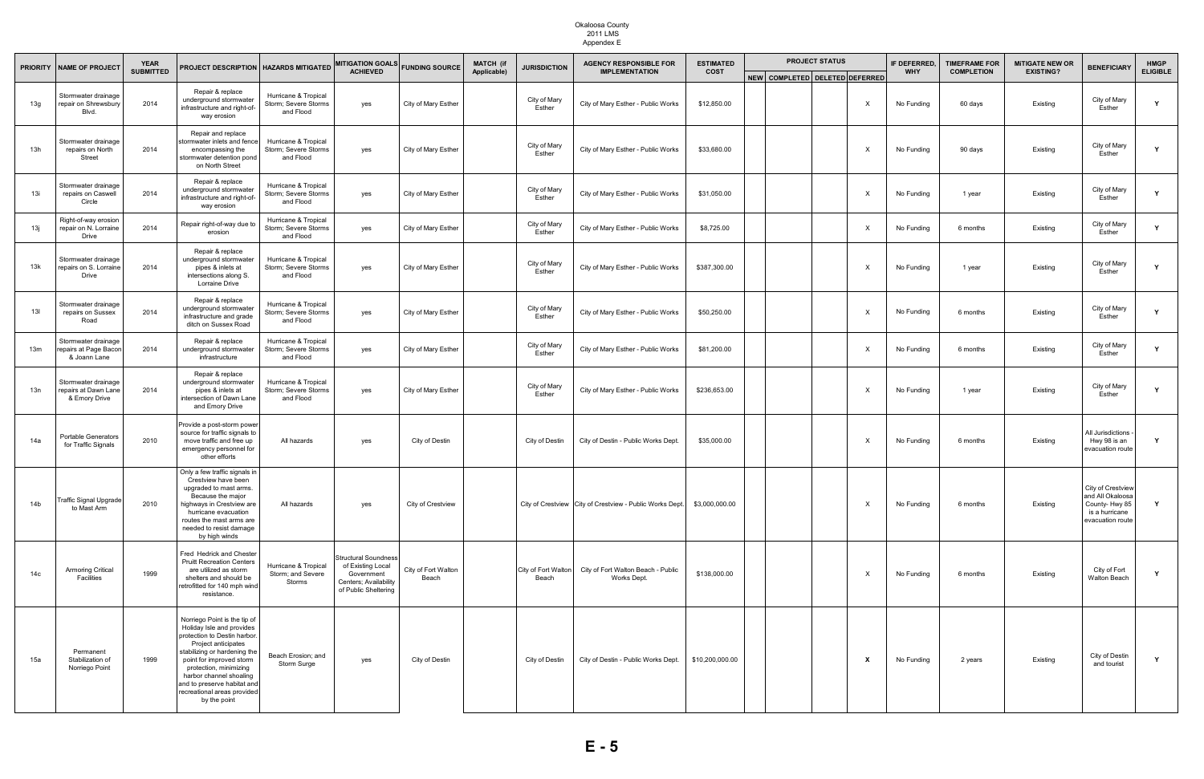Okaloosa County
2011 LMS
Appendix E

| PRIORITY | NAME OF PROJECT | YEAR SUBMITTED | PROJECT DESCRIPTION | HAZARDS MITIGATED | MITIGATION GOALS ACHIEVED | FUNDING SOURCE | MATCH (if Applicable) | JURISDICTION | AGENCY RESPONSIBLE FOR IMPLEMENTATION | ESTIMATED COST | PROJECT STATUS | | | | IF DEFERRED, WHY | TIMEFRAME FOR COMPLETION | MITIGATE NEW OR EXISTING? | BENEFICIARY | HMGP ELIGIBLE |
|---|---|---|---|---|---|---|---|---|---|---|---|---|---|---|---|---|---|---|---|
| | | | | | | | | | | | NEW | COMPLETED | DELETED | DEFERRED | | | | | |
| 13g | Stormwater drainage repair on Shrewsbury Blvd. | 2014 | Repair & replace underground stormwater infrastructure and right-of-way erosion | Hurricane & Tropical Storm; Severe Storms and Flood | yes | City of Mary Esther | | City of Mary Esther | City of Mary Esther - Public Works | $12,850.00 | | | | X | No Funding | 60 days | Existing | City of Mary Esther | Y |
| 13h | Stormwater drainage repairs on North Street | 2014 | Repair and replace stormwater inlets and fence encompassing the stormwater detention pond on North Street | Hurricane & Tropical Storm; Severe Storms and Flood | yes | City of Mary Esther | | City of Mary Esther | City of Mary Esther - Public Works | $33,680.00 | | | | X | No Funding | 90 days | Existing | City of Mary Esther | Y |
| 13i | Stormwater drainage repairs on Caswell Circle | 2014 | Repair & replace underground stormwater infrastructure and right-of-way erosion | Hurricane & Tropical Storm; Severe Storms and Flood | yes | City of Mary Esther | | City of Mary Esther | City of Mary Esther - Public Works | $31,050.00 | | | | X | No Funding | 1 year | Existing | City of Mary Esther | Y |
| 13j | Right-of-way erosion repair on N. Lorraine Drive | 2014 | Repair right-of-way due to erosion | Hurricane & Tropical Storm; Severe Storms and Flood | yes | City of Mary Esther | | City of Mary Esther | City of Mary Esther - Public Works | $8,725.00 | | | | X | No Funding | 6 months | Existing | City of Mary Esther | Y |
| 13k | Stormwater drainage repairs on S. Lorraine Drive | 2014 | Repair & replace underground stormwater pipes & inlets at intersections along S. Lorraine Drive | Hurricane & Tropical Storm; Severe Storms and Flood | yes | City of Mary Esther | | City of Mary Esther | City of Mary Esther - Public Works | $387,300.00 | | | | X | No Funding | 1 year | Existing | City of Mary Esther | Y |
| 13l | Stormwater drainage repairs on Sussex Road | 2014 | Repair & replace underground stormwater infrastructure and grade ditch on Sussex Road | Hurricane & Tropical Storm; Severe Storms and Flood | yes | City of Mary Esther | | City of Mary Esther | City of Mary Esther - Public Works | $50,250.00 | | | | X | No Funding | 6 months | Existing | City of Mary Esther | Y |
| 13m | Stormwater drainage repairs at Page Bacon & Joann Lane | 2014 | Repair & replace underground stormwater infrastructure | Hurricane & Tropical Storm; Severe Storms and Flood | yes | City of Mary Esther | | City of Mary Esther | City of Mary Esther - Public Works | $81,200.00 | | | | X | No Funding | 6 months | Existing | City of Mary Esther | Y |
| 13n | Stormwater drainage repairs at Dawn Lane & Emory Drive | 2014 | Repair & replace underground stormwater pipes & inlets at intersection of Dawn Lane and Emory Drive | Hurricane & Tropical Storm; Severe Storms and Flood | yes | City of Mary Esther | | City of Mary Esther | City of Mary Esther - Public Works | $236,653.00 | | | | X | No Funding | 1 year | Existing | City of Mary Esther | Y |
| 14a | Portable Generators for Traffic Signals | 2010 | Provide a post-storm power source for traffic signals to move traffic and free up emergency personnel for other efforts | All hazards | yes | City of Destin | | City of Destin | City of Destin - Public Works Dept. | $35,000.00 | | | | X | No Funding | 6 months | Existing | All Jurisdictions - Hwy 98 is an evacuation route | Y |
| 14b | Traffic Signal Upgrade to Mast Arm | 2010 | Only a few traffic signals in Crestview have been upgraded to mast arms. Because the major highways in Crestview are hurricane evacuation routes the mast arms are needed to resist damage by high winds | All hazards | yes | City of Crestview | | City of Crestview | City of Crestview - Public Works Dept. | $3,000,000.00 | | | | X | No Funding | 6 months | Existing | City of Crestview and All Okaloosa County- Hwy 85 is a hurricane evacuation route | Y |
| 14c | Armoring Critical Facilities | 1999 | Fred Hedrick and Chester Pruitt Recreation Centers are utilized as storm shelters and should be retrofitted for 140 mph wind resistance. | Hurricane & Tropical Storm; and Severe Storms | Structural Soundness of Existing Local Government Centers; Availability of Public Sheltering | City of Fort Walton Beach | | City of Fort Walton Beach | City of Fort Walton Beach - Public Works Dept. | $138,000.00 | | | | X | No Funding | 6 months | Existing | City of Fort Walton Beach | Y |
| 15a | Permanent Stabilization of Norriego Point | 1999 | Norriego Point is the tip of Holiday Isle and provides protection to Destin harbor. Project anticipates stabilizing or hardening the point for improved storm protection, minimizing harbor channel shoaling and to preserve habitat and recreational areas provided by the point | Beach Erosion; and Storm Surge | yes | City of Destin | | City of Destin | City of Destin - Public Works Dept. | $10,200,000.00 | | | | **X** | No Funding | 2 years | Existing | City of Destin and tourist | Y |

**E - 5**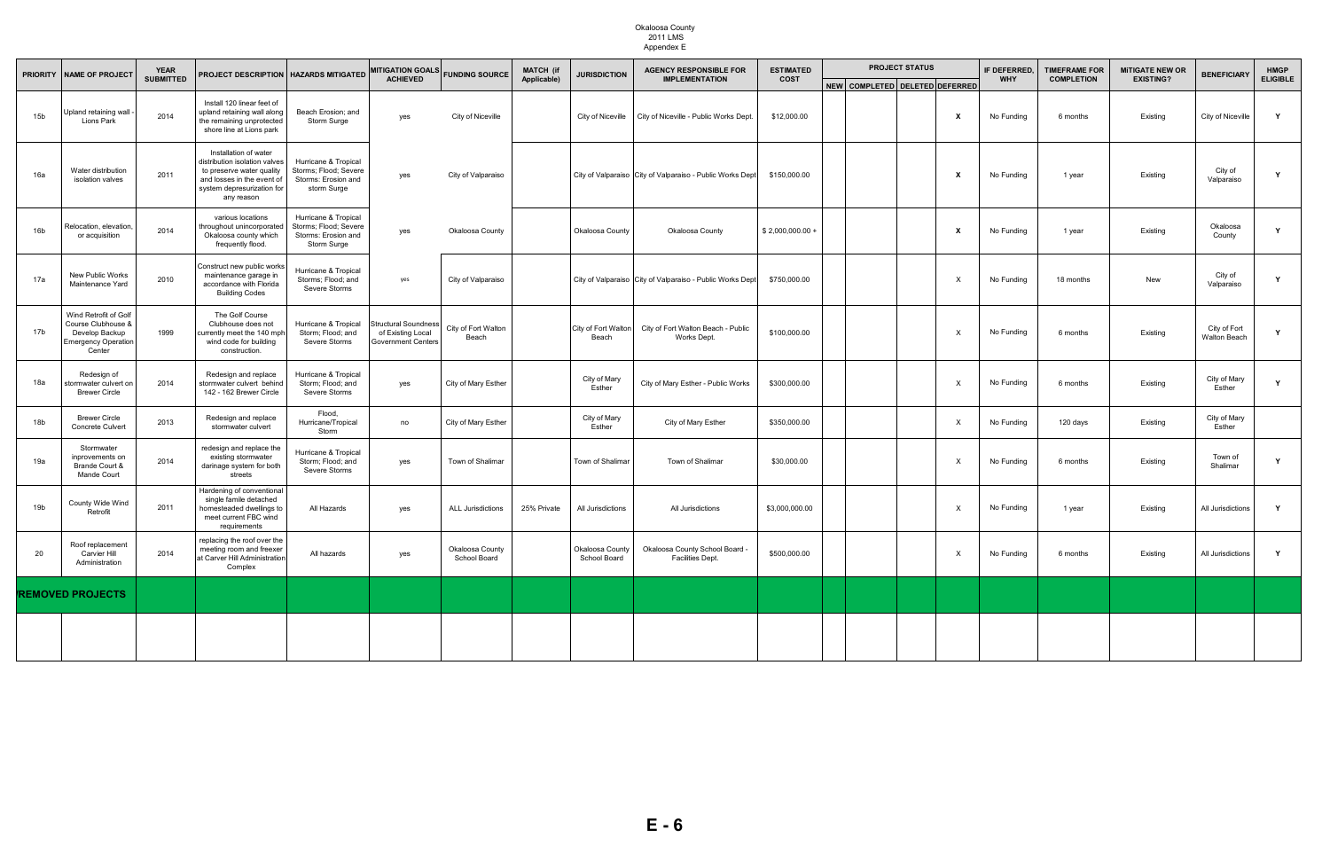Okaloosa County
2011 LMS
Appendix E

| PRIORITY | NAME OF PROJECT | YEAR SUBMITTED | PROJECT DESCRIPTION | HAZARDS MITIGATED | MITIGATION GOALS ACHIEVED | FUNDING SOURCE | MATCH (if Applicable) | JURISDICTION | AGENCY RESPONSIBLE FOR IMPLEMENTATION | ESTIMATED COST | PROJECT STATUS | | | | IF DEFERRED, WHY | TIMEFRAME FOR COMPLETION | MITIGATE NEW OR EXISTING? | BENEFICIARY | HMGP ELIGIBLE |
|---|---|---|---|---|---|---|---|---|---|---|---|---|---|---|---|---|---|---|---|
| | | | | | | | | | | | NEW | COMPLETED | DELETED | DEFERRED | | | | | |
| 15b | Upland retaining wall - Lions Park | 2014 | Install 120 linear feet of upland retaining wall along the remaining unprotected shore line at Lions park | Beach Erosion; and Storm Surge | yes | City of Niceville | | City of Niceville | City of Niceville - Public Works Dept. | $12,000.00 | | | | X | No Funding | 6 months | Existing | City of Niceville | Y |
| 16a | Water distribution isolation valves | 2011 | Installation of water distribution isolation valves to preserve water quality and losses in the event of system depresurization for any reason | Hurricane & Tropical Storms; Flood; Severe Storms: Erosion and storm Surge | yes | City of Valparaiso | | City of Valparaiso | City of Valparaiso - Public Works Dept | $150,000.00 | | | | X | No Funding | 1 year | Existing | City of Valparaiso | Y |
| 16b | Relocation, elevation, or acquisition | 2014 | various locations throughout unincorporated Okaloosa county which frequently flood. | Hurricane & Tropical Storms; Flood; Severe Storms: Erosion and Storm Surge | yes | Okaloosa County | | Okaloosa County | Okaloosa County | $ 2,000,000.00 + | | | | X | No Funding | 1 year | Existing | Okaloosa County | Y |
| 17a | New Public Works Maintenance Yard | 2010 | Construct new public works maintenance garage in accordance with Florida Building Codes | Hurricane & Tropical Storms; Flood; and Severe Storms | yes | City of Valparaiso | | City of Valparaiso | City of Valparaiso - Public Works Dept | $750,000.00 | | | | X | No Funding | 18 months | New | City of Valparaiso | Y |
| 17b | Wind Retrofit of Golf Course Clubhouse & Develop Backup Emergency Operation Center | 1999 | The Golf Course Clubhouse does not currently meet the 140 mph wind code for building construction. | Hurricane & Tropical Storm; Flood; and Severe Storms | Structural Soundness of Existing Local Government Centers | City of Fort Walton Beach | | City of Fort Walton Beach | City of Fort Walton Beach - Public Works Dept. | $100,000.00 | | | | X | No Funding | 6 months | Existing | City of Fort Walton Beach | Y |
| 18a | Redesign of stormwater culvert on Brewer Circle | 2014 | Redesign and replace stormwater culvert behind 142 - 162 Brewer Circle | Hurricane & Tropical Storm; Flood; and Severe Storms | yes | City of Mary Esther | | City of Mary Esther | City of Mary Esther - Public Works | $300,000.00 | | | | X | No Funding | 6 months | Existing | City of Mary Esther | Y |
| 18b | Brewer Circle Concrete Culvert | 2013 | Redesign and replace stormwater culvert | Flood, Hurricane/Tropical Storm | no | City of Mary Esther | | City of Mary Esther | City of Mary Esther | $350,000.00 | | | | X | No Funding | 120 days | Existing | City of Mary Esther | |
| 19a | Stormwater inprovements on Brande Court & Mande Court | 2014 | redesign and replace the existing stormwater darinage system for both streets | Hurricane & Tropical Storm; Flood; and Severe Storms | yes | Town of Shalimar | | Town of Shalimar | Town of Shalimar | $30,000.00 | | | | X | No Funding | 6 months | Existing | Town of Shalimar | Y |
| 19b | County Wide Wind Retrofit | 2011 | Hardening of conventional single famile detached homesteaded dwellings to meet current FBC wind requirements | All Hazards | yes | ALL Jurisdictions | 25% Private | All Jurisdictions | All Jurisdictions | $3,000,000.00 | | | | X | No Funding | 1 year | Existing | All Jurisdictions | Y |
| 20 | Roof replacement Carvier Hill Administration | 2014 | replacing the roof over the meeting room and freexer at Carver Hill Administration Complex | All hazards | yes | Okaloosa County School Board | | Okaloosa County School Board | Okaloosa County School Board - Facilities Dept. | $500,000.00 | | | | X | No Funding | 6 months | Existing | All Jurisdictions | Y |
| **REMOVED PROJECTS** | | | | | | | | | | | | | | | | | | | |
| | | | | | | | | | | | | | | | | | | | |